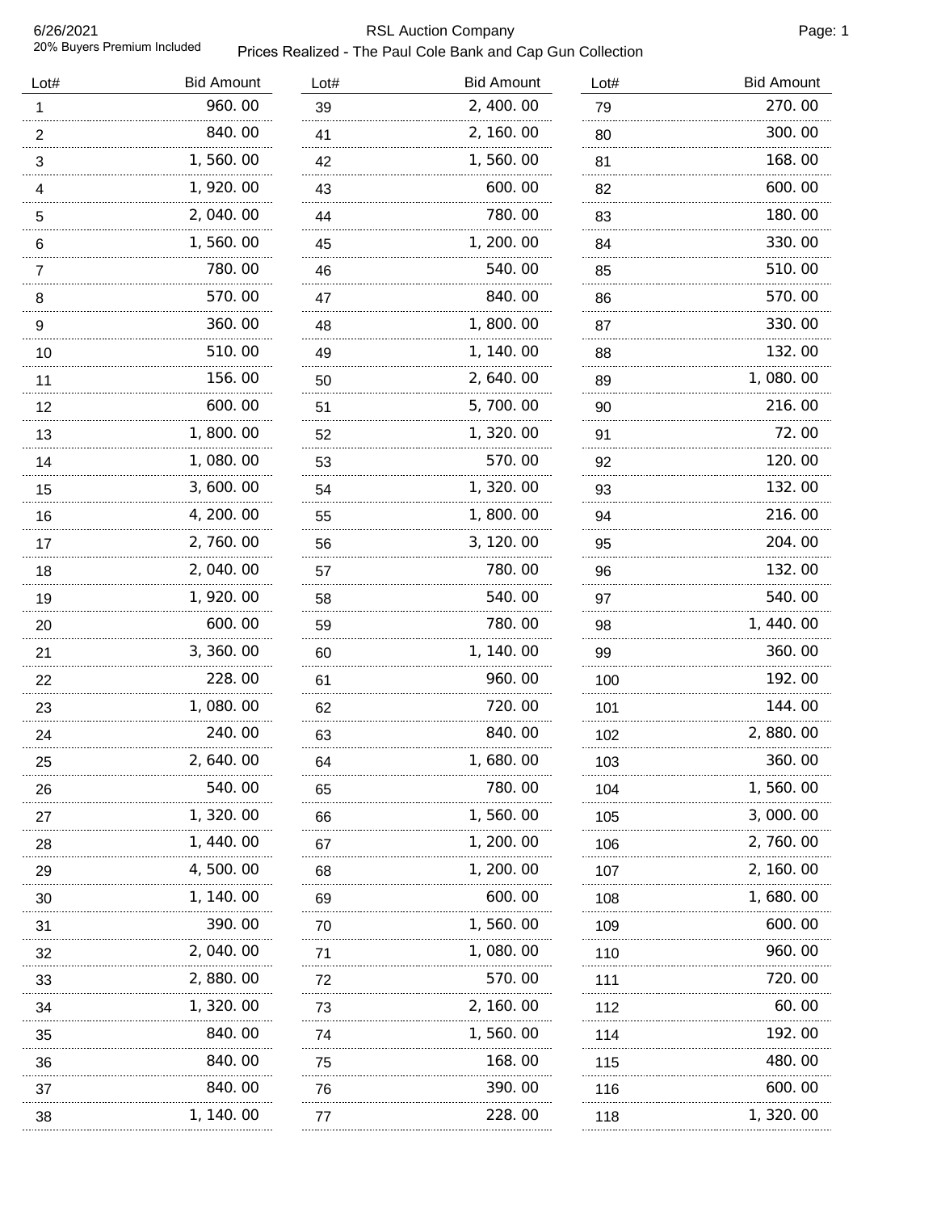6/26/2021

20% Buyers Premium Included

# RSL Auction Company

## Prices Realized - The Paul Cole Bank and Cap Gun Collection

| Lot# | Bid Amount |
|---|---|
| 1 | 960.00 |
| 2 | 840.00 |
| 3 | 1,560.00 |
| 4 | 1,920.00 |
| 5 | 2,040.00 |
| 6 | 1,560.00 |
| 7 | 780.00 |
| 8 | 570.00 |
| 9 | 360.00 |
| 10 | 510.00 |
| 11 | 156.00 |
| 12 | 600.00 |
| 13 | 1,800.00 |
| 14 | 1,080.00 |
| 15 | 3,600.00 |
| 16 | 4,200.00 |
| 17 | 2,760.00 |
| 18 | 2,040.00 |
| 19 | 1,920.00 |
| 20 | 600.00 |
| 21 | 3,360.00 |
| 22 | 228.00 |
| 23 | 1,080.00 |
| 24 | 240.00 |
| 25 | 2,640.00 |
| 26 | 540.00 |
| 27 | 1,320.00 |
| 28 | 1,440.00 |
| 29 | 4,500.00 |
| 30 | 1,140.00 |
| 31 | 390.00 |
| 32 | 2,040.00 |
| 33 | 2,880.00 |
| 34 | 1,320.00 |
| 35 | 840.00 |
| 36 | 840.00 |
| 37 | 840.00 |
| 38 | 1,140.00 |
| 39 | 2,400.00 |
| 41 | 2,160.00 |
| 42 | 1,560.00 |
| 43 | 600.00 |
| 44 | 780.00 |
| 45 | 1,200.00 |
| 46 | 540.00 |
| 47 | 840.00 |
| 48 | 1,800.00 |
| 49 | 1,140.00 |
| 50 | 2,640.00 |
| 51 | 5,700.00 |
| 52 | 1,320.00 |
| 53 | 570.00 |
| 54 | 1,320.00 |
| 55 | 1,800.00 |
| 56 | 3,120.00 |
| 57 | 780.00 |
| 58 | 540.00 |
| 59 | 780.00 |
| 60 | 1,140.00 |
| 61 | 960.00 |
| 62 | 720.00 |
| 63 | 840.00 |
| 64 | 1,680.00 |
| 65 | 780.00 |
| 66 | 1,560.00 |
| 67 | 1,200.00 |
| 68 | 1,200.00 |
| 69 | 600.00 |
| 70 | 1,560.00 |
| 71 | 1,080.00 |
| 72 | 570.00 |
| 73 | 2,160.00 |
| 74 | 1,560.00 |
| 75 | 168.00 |
| 76 | 390.00 |
| 77 | 228.00 |
| 79 | 270.00 |
| 80 | 300.00 |
| 81 | 168.00 |
| 82 | 600.00 |
| 83 | 180.00 |
| 84 | 330.00 |
| 85 | 510.00 |
| 86 | 570.00 |
| 87 | 330.00 |
| 88 | 132.00 |
| 89 | 1,080.00 |
| 90 | 216.00 |
| 91 | 72.00 |
| 92 | 120.00 |
| 93 | 132.00 |
| 94 | 216.00 |
| 95 | 204.00 |
| 96 | 132.00 |
| 97 | 540.00 |
| 98 | 1,440.00 |
| 99 | 360.00 |
| 100 | 192.00 |
| 101 | 144.00 |
| 102 | 2,880.00 |
| 103 | 360.00 |
| 104 | 1,560.00 |
| 105 | 3,000.00 |
| 106 | 2,760.00 |
| 107 | 2,160.00 |
| 108 | 1,680.00 |
| 109 | 600.00 |
| 110 | 960.00 |
| 111 | 720.00 |
| 112 | 60.00 |
| 114 | 192.00 |
| 115 | 480.00 |
| 116 | 600.00 |
| 118 | 1,320.00 |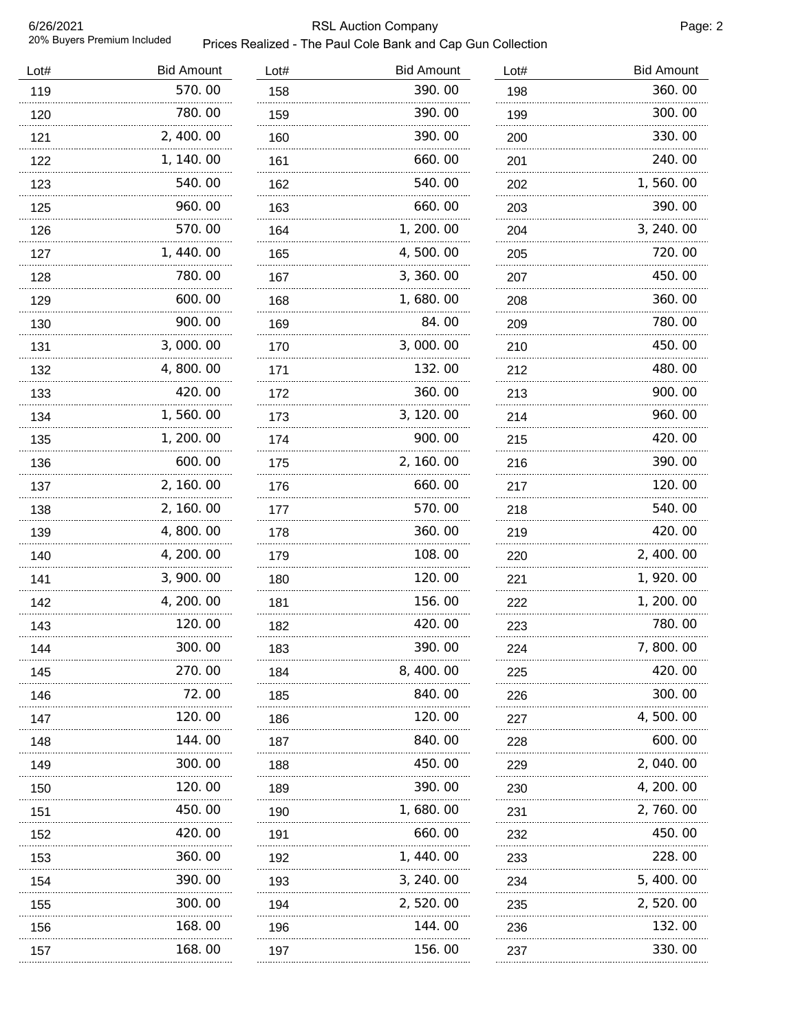6/26/2021
20% Buyers Premium Included

RSL Auction Company

Prices Realized - The Paul Cole Bank and Cap Gun Collection

| Lot# | Bid Amount | Lot# | Bid Amount | Lot# | Bid Amount |
|---|---|---|---|---|---|
| 119 | 570.00 | 158 | 390.00 | 198 | 360.00 |
| 120 | 780.00 | 159 | 390.00 | 199 | 300.00 |
| 121 | 2,400.00 | 160 | 390.00 | 200 | 330.00 |
| 122 | 1,140.00 | 161 | 660.00 | 201 | 240.00 |
| 123 | 540.00 | 162 | 540.00 | 202 | 1,560.00 |
| 125 | 960.00 | 163 | 660.00 | 203 | 390.00 |
| 126 | 570.00 | 164 | 1,200.00 | 204 | 3,240.00 |
| 127 | 1,440.00 | 165 | 4,500.00 | 205 | 720.00 |
| 128 | 780.00 | 167 | 3,360.00 | 207 | 450.00 |
| 129 | 600.00 | 168 | 1,680.00 | 208 | 360.00 |
| 130 | 900.00 | 169 | 84.00 | 209 | 780.00 |
| 131 | 3,000.00 | 170 | 3,000.00 | 210 | 450.00 |
| 132 | 4,800.00 | 171 | 132.00 | 212 | 480.00 |
| 133 | 420.00 | 172 | 360.00 | 213 | 900.00 |
| 134 | 1,560.00 | 173 | 3,120.00 | 214 | 960.00 |
| 135 | 1,200.00 | 174 | 900.00 | 215 | 420.00 |
| 136 | 600.00 | 175 | 2,160.00 | 216 | 390.00 |
| 137 | 2,160.00 | 176 | 660.00 | 217 | 120.00 |
| 138 | 2,160.00 | 177 | 570.00 | 218 | 540.00 |
| 139 | 4,800.00 | 178 | 360.00 | 219 | 420.00 |
| 140 | 4,200.00 | 179 | 108.00 | 220 | 2,400.00 |
| 141 | 3,900.00 | 180 | 120.00 | 221 | 1,920.00 |
| 142 | 4,200.00 | 181 | 156.00 | 222 | 1,200.00 |
| 143 | 120.00 | 182 | 420.00 | 223 | 780.00 |
| 144 | 300.00 | 183 | 390.00 | 224 | 7,800.00 |
| 145 | 270.00 | 184 | 8,400.00 | 225 | 420.00 |
| 146 | 72.00 | 185 | 840.00 | 226 | 300.00 |
| 147 | 120.00 | 186 | 120.00 | 227 | 4,500.00 |
| 148 | 144.00 | 187 | 840.00 | 228 | 600.00 |
| 149 | 300.00 | 188 | 450.00 | 229 | 2,040.00 |
| 150 | 120.00 | 189 | 390.00 | 230 | 4,200.00 |
| 151 | 450.00 | 190 | 1,680.00 | 231 | 2,760.00 |
| 152 | 420.00 | 191 | 660.00 | 232 | 450.00 |
| 153 | 360.00 | 192 | 1,440.00 | 233 | 228.00 |
| 154 | 390.00 | 193 | 3,240.00 | 234 | 5,400.00 |
| 155 | 300.00 | 194 | 2,520.00 | 235 | 2,520.00 |
| 156 | 168.00 | 196 | 144.00 | 236 | 132.00 |
| 157 | 168.00 | 197 | 156.00 | 237 | 330.00 |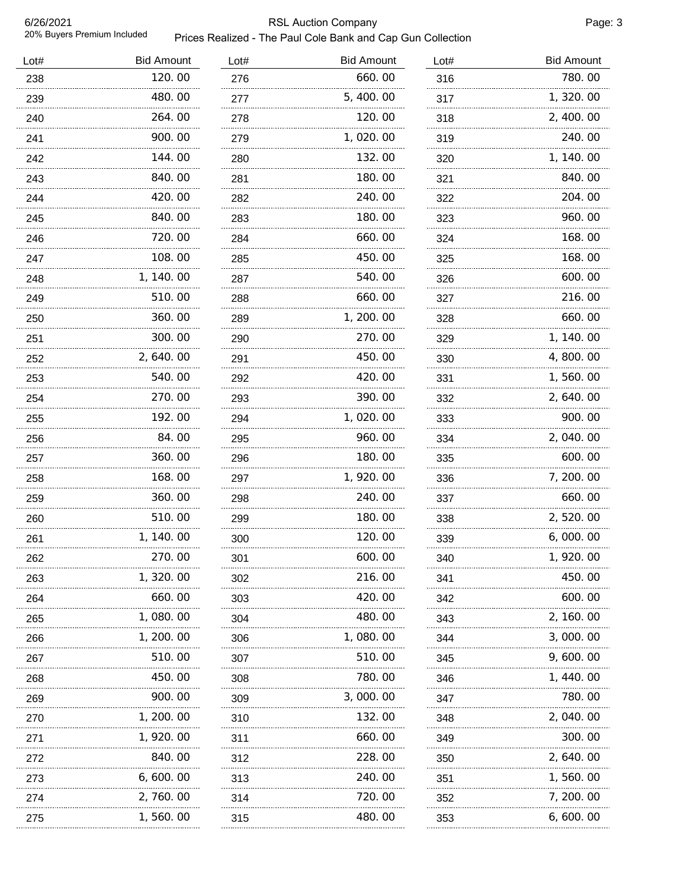RSL Auction Company

Prices Realized - The Paul Cole Bank and Cap Gun Collection

20% Buyers Premium Included

| Lot# | Bid Amount |
|---|---|
| 238 | 120.00 |
| 239 | 480.00 |
| 240 | 264.00 |
| 241 | 900.00 |
| 242 | 144.00 |
| 243 | 840.00 |
| 244 | 420.00 |
| 245 | 840.00 |
| 246 | 720.00 |
| 247 | 108.00 |
| 248 | 1,140.00 |
| 249 | 510.00 |
| 250 | 360.00 |
| 251 | 300.00 |
| 252 | 2,640.00 |
| 253 | 540.00 |
| 254 | 270.00 |
| 255 | 192.00 |
| 256 | 84.00 |
| 257 | 360.00 |
| 258 | 168.00 |
| 259 | 360.00 |
| 260 | 510.00 |
| 261 | 1,140.00 |
| 262 | 270.00 |
| 263 | 1,320.00 |
| 264 | 660.00 |
| 265 | 1,080.00 |
| 266 | 1,200.00 |
| 267 | 510.00 |
| 268 | 450.00 |
| 269 | 900.00 |
| 270 | 1,200.00 |
| 271 | 1,920.00 |
| 272 | 840.00 |
| 273 | 6,600.00 |
| 274 | 2,760.00 |
| 275 | 1,560.00 |
| 276 | 660.00 |
| 277 | 5,400.00 |
| 278 | 120.00 |
| 279 | 1,020.00 |
| 280 | 132.00 |
| 281 | 180.00 |
| 282 | 240.00 |
| 283 | 180.00 |
| 284 | 660.00 |
| 285 | 450.00 |
| 287 | 540.00 |
| 288 | 660.00 |
| 289 | 1,200.00 |
| 290 | 270.00 |
| 291 | 450.00 |
| 292 | 420.00 |
| 293 | 390.00 |
| 294 | 1,020.00 |
| 295 | 960.00 |
| 296 | 180.00 |
| 297 | 1,920.00 |
| 298 | 240.00 |
| 299 | 180.00 |
| 300 | 120.00 |
| 301 | 600.00 |
| 302 | 216.00 |
| 303 | 420.00 |
| 304 | 480.00 |
| 306 | 1,080.00 |
| 307 | 510.00 |
| 308 | 780.00 |
| 309 | 3,000.00 |
| 310 | 132.00 |
| 311 | 660.00 |
| 312 | 228.00 |
| 313 | 240.00 |
| 314 | 720.00 |
| 315 | 480.00 |
| 316 | 780.00 |
| 317 | 1,320.00 |
| 318 | 2,400.00 |
| 319 | 240.00 |
| 320 | 1,140.00 |
| 321 | 840.00 |
| 322 | 204.00 |
| 323 | 960.00 |
| 324 | 168.00 |
| 325 | 168.00 |
| 326 | 600.00 |
| 327 | 216.00 |
| 328 | 660.00 |
| 329 | 1,140.00 |
| 330 | 4,800.00 |
| 331 | 1,560.00 |
| 332 | 2,640.00 |
| 333 | 900.00 |
| 334 | 2,040.00 |
| 335 | 600.00 |
| 336 | 7,200.00 |
| 337 | 660.00 |
| 338 | 2,520.00 |
| 339 | 6,000.00 |
| 340 | 1,920.00 |
| 341 | 450.00 |
| 342 | 600.00 |
| 343 | 2,160.00 |
| 344 | 3,000.00 |
| 345 | 9,600.00 |
| 346 | 1,440.00 |
| 347 | 780.00 |
| 348 | 2,040.00 |
| 349 | 300.00 |
| 350 | 2,640.00 |
| 351 | 1,560.00 |
| 352 | 7,200.00 |
| 353 | 6,600.00 |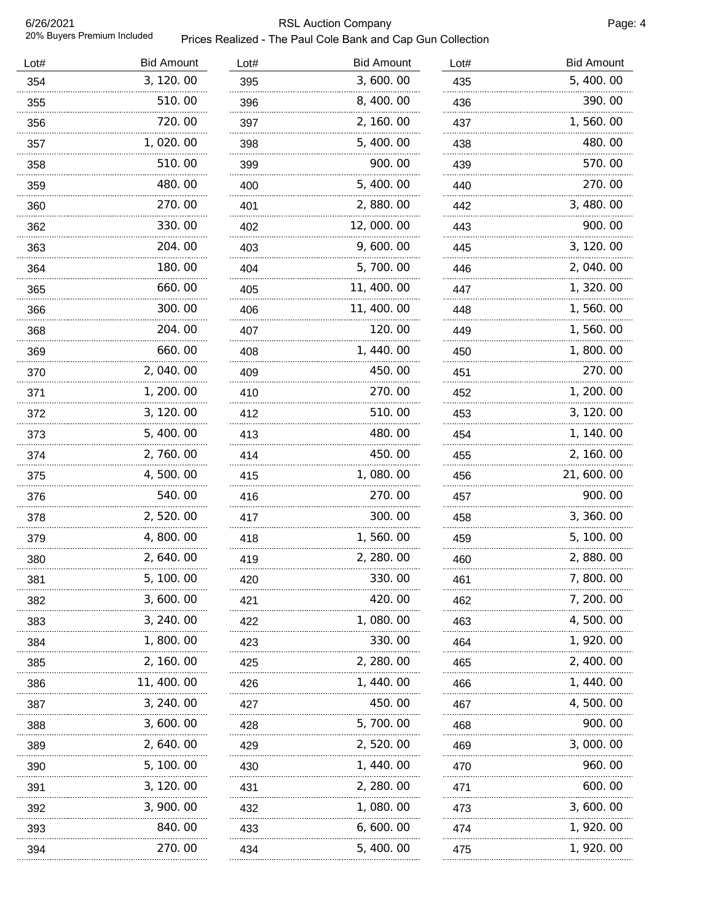| Lot# | Bid Amount | Lot# | Bid Amount | Lot# | Bid Amount |
|---|---|---|---|---|---|
| 354 | 3,120.00 | 395 | 3,600.00 | 435 | 5,400.00 |
| 355 | 510.00 | 396 | 8,400.00 | 436 | 390.00 |
| 356 | 720.00 | 397 | 2,160.00 | 437 | 1,560.00 |
| 357 | 1,020.00 | 398 | 5,400.00 | 438 | 480.00 |
| 358 | 510.00 | 399 | 900.00 | 439 | 570.00 |
| 359 | 480.00 | 400 | 5,400.00 | 440 | 270.00 |
| 360 | 270.00 | 401 | 2,880.00 | 442 | 3,480.00 |
| 362 | 330.00 | 402 | 12,000.00 | 443 | 900.00 |
| 363 | 204.00 | 403 | 9,600.00 | 445 | 3,120.00 |
| 364 | 180.00 | 404 | 5,700.00 | 446 | 2,040.00 |
| 365 | 660.00 | 405 | 11,400.00 | 447 | 1,320.00 |
| 366 | 300.00 | 406 | 11,400.00 | 448 | 1,560.00 |
| 368 | 204.00 | 407 | 120.00 | 449 | 1,560.00 |
| 369 | 660.00 | 408 | 1,440.00 | 450 | 1,800.00 |
| 370 | 2,040.00 | 409 | 450.00 | 451 | 270.00 |
| 371 | 1,200.00 | 410 | 270.00 | 452 | 1,200.00 |
| 372 | 3,120.00 | 412 | 510.00 | 453 | 3,120.00 |
| 373 | 5,400.00 | 413 | 480.00 | 454 | 1,140.00 |
| 374 | 2,760.00 | 414 | 450.00 | 455 | 2,160.00 |
| 375 | 4,500.00 | 415 | 1,080.00 | 456 | 21,600.00 |
| 376 | 540.00 | 416 | 270.00 | 457 | 900.00 |
| 378 | 2,520.00 | 417 | 300.00 | 458 | 3,360.00 |
| 379 | 4,800.00 | 418 | 1,560.00 | 459 | 5,100.00 |
| 380 | 2,640.00 | 419 | 2,280.00 | 460 | 2,880.00 |
| 381 | 5,100.00 | 420 | 330.00 | 461 | 7,800.00 |
| 382 | 3,600.00 | 421 | 420.00 | 462 | 7,200.00 |
| 383 | 3,240.00 | 422 | 1,080.00 | 463 | 4,500.00 |
| 384 | 1,800.00 | 423 | 330.00 | 464 | 1,920.00 |
| 385 | 2,160.00 | 425 | 2,280.00 | 465 | 2,400.00 |
| 386 | 11,400.00 | 426 | 1,440.00 | 466 | 1,440.00 |
| 387 | 3,240.00 | 427 | 450.00 | 467 | 4,500.00 |
| 388 | 3,600.00 | 428 | 5,700.00 | 468 | 900.00 |
| 389 | 2,640.00 | 429 | 2,520.00 | 469 | 3,000.00 |
| 390 | 5,100.00 | 430 | 1,440.00 | 470 | 960.00 |
| 391 | 3,120.00 | 431 | 2,280.00 | 471 | 600.00 |
| 392 | 3,900.00 | 432 | 1,080.00 | 473 | 3,600.00 |
| 393 | 840.00 | 433 | 6,600.00 | 474 | 1,920.00 |
| 394 | 270.00 | 434 | 5,400.00 | 475 | 1,920.00 |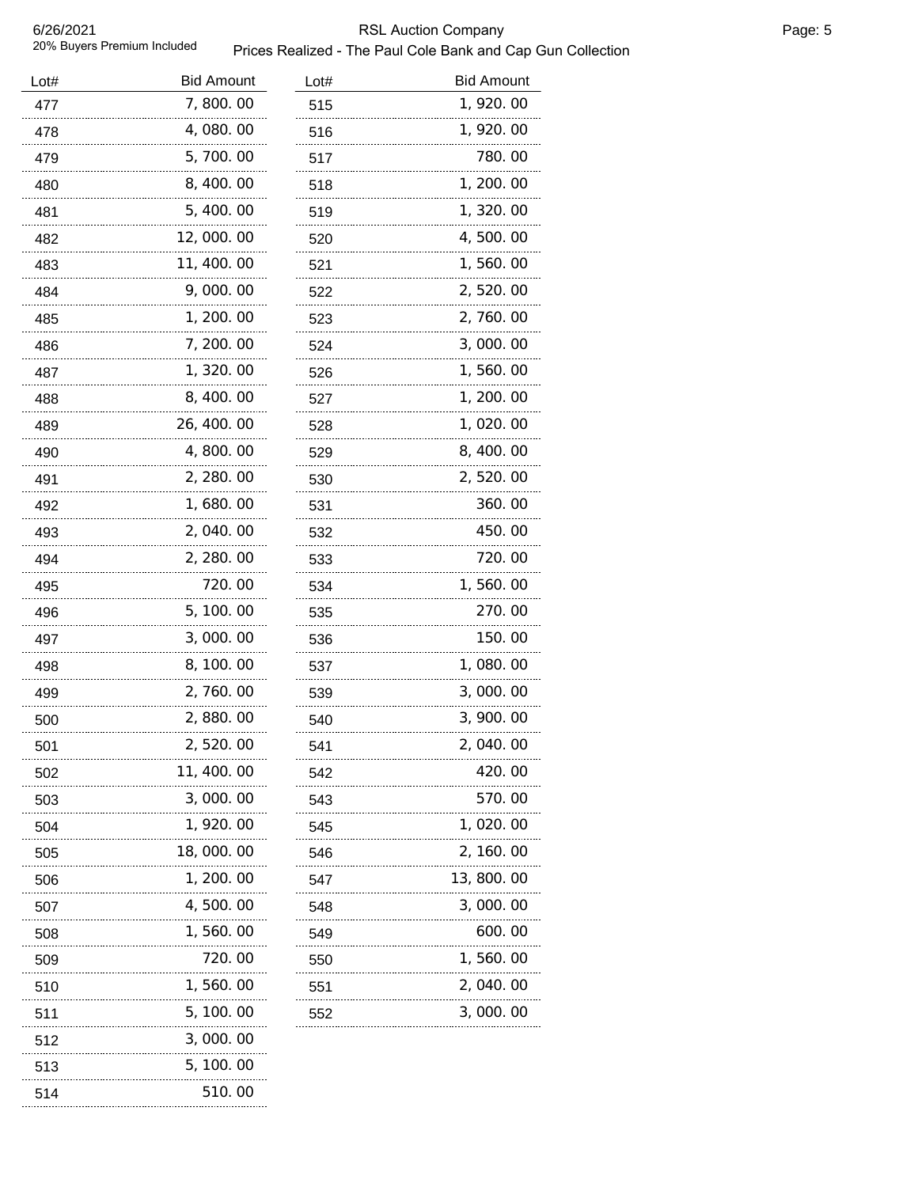| Lot# | Bid Amount | Lot# | Bid Amount |
|---|---|---|---|
| 477 | 7, 800. 00 | 515 | 1, 920. 00 |
| 478 | 4, 080. 00 | 516 | 1, 920. 00 |
| 479 | 5, 700. 00 | 517 | 780. 00 |
| 480 | 8, 400. 00 | 518 | 1, 200. 00 |
| 481 | 5, 400. 00 | 519 | 1, 320. 00 |
| 482 | 12, 000. 00 | 520 | 4, 500. 00 |
| 483 | 11, 400. 00 | 521 | 1, 560. 00 |
| 484 | 9, 000. 00 | 522 | 2, 520. 00 |
| 485 | 1, 200. 00 | 523 | 2, 760. 00 |
| 486 | 7, 200. 00 | 524 | 3, 000. 00 |
| 487 | 1, 320. 00 | 526 | 1, 560. 00 |
| 488 | 8, 400. 00 | 527 | 1, 200. 00 |
| 489 | 26, 400. 00 | 528 | 1, 020. 00 |
| 490 | 4, 800. 00 | 529 | 8, 400. 00 |
| 491 | 2, 280. 00 | 530 | 2, 520. 00 |
| 492 | 1, 680. 00 | 531 | 360. 00 |
| 493 | 2, 040. 00 | 532 | 450. 00 |
| 494 | 2, 280. 00 | 533 | 720. 00 |
| 495 | 720. 00 | 534 | 1, 560. 00 |
| 496 | 5, 100. 00 | 535 | 270. 00 |
| 497 | 3, 000. 00 | 536 | 150. 00 |
| 498 | 8, 100. 00 | 537 | 1, 080. 00 |
| 499 | 2, 760. 00 | 539 | 3, 000. 00 |
| 500 | 2, 880. 00 | 540 | 3, 900. 00 |
| 501 | 2, 520. 00 | 541 | 2, 040. 00 |
| 502 | 11, 400. 00 | 542 | 420. 00 |
| 503 | 3, 000. 00 | 543 | 570. 00 |
| 504 | 1, 920. 00 | 545 | 1, 020. 00 |
| 505 | 18, 000. 00 | 546 | 2, 160. 00 |
| 506 | 1, 200. 00 | 547 | 13, 800. 00 |
| 507 | 4, 500. 00 | 548 | 3, 000. 00 |
| 508 | 1, 560. 00 | 549 | 600. 00 |
| 509 | 720. 00 | 550 | 1, 560. 00 |
| 510 | 1, 560. 00 | 551 | 2, 040. 00 |
| 511 | 5, 100. 00 | 552 | 3, 000. 00 |
| 512 | 3, 000. 00 | | |
| 513 | 5, 100. 00 | | |
| 514 | 510. 00 | | |